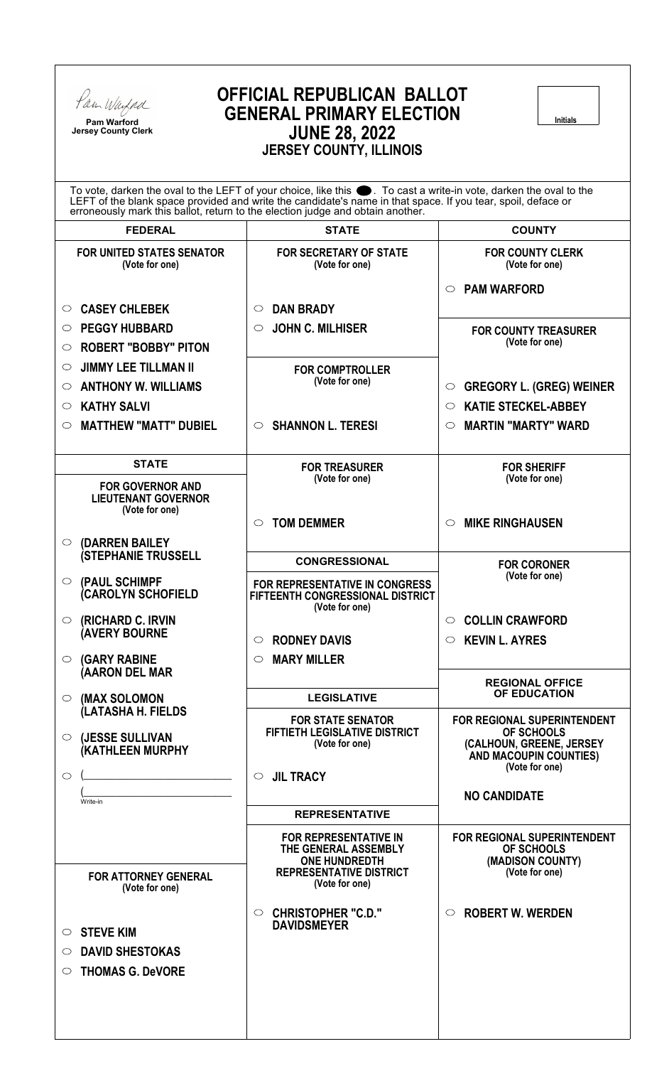Pam Warford
Pam Warford
Jersey County Clerk

# OFFICIAL REPUBLICAN BALLOT
# GENERAL PRIMARY ELECTION
## JUNE 28, 2022
## JERSEY COUNTY, ILLINOIS

Initials

To vote, darken the oval to the LEFT of your choice, like this ⬤. To cast a write-in vote, darken the oval to the LEFT of the blank space provided and write the candidate's name in that space. If you tear, spoil, deface or erroneously mark this ballot, return to the election judge and obtain another.

## FEDERAL

**FOR UNITED STATES SENATOR**
(Vote for one)

- ○ CASEY CHLEBEK
- ○ PEGGY HUBBARD
- ○ ROBERT "BOBBY" PITON
- ○ JIMMY LEE TILLMAN II
- ○ ANTHONY W. WILLIAMS
- ○ KATHY SALVI
- ○ MATTHEW "MATT" DUBIEL

## STATE

**FOR GOVERNOR AND LIEUTENANT GOVERNOR**
(Vote for one)

- ○ (DARREN BAILEY (STEPHANIE TRUSSELL
- ○ (PAUL SCHIMPF (CAROLYN SCHOFIELD
- ○ (RICHARD C. IRVIN (AVERY BOURNE
- ○ (GARY RABINE (AARON DEL MAR
- ○ (MAX SOLOMON (LATASHA H. FIELDS
- ○ (JESSE SULLIVAN (KATHLEEN MURPHY
- ○ (____________ (____________ Write-in

**FOR ATTORNEY GENERAL**
(Vote for one)

- ○ STEVE KIM
- ○ DAVID SHESTOKAS
- ○ THOMAS G. DeVORE

## STATE

**FOR SECRETARY OF STATE**
(Vote for one)

- ○ DAN BRADY
- ○ JOHN C. MILHISER

**FOR COMPTROLLER**
(Vote for one)

- ○ SHANNON L. TERESI

**FOR TREASURER**
(Vote for one)

- ○ TOM DEMMER

## CONGRESSIONAL

**FOR REPRESENTATIVE IN CONGRESS FIFTEENTH CONGRESSIONAL DISTRICT**
(Vote for one)

- ○ RODNEY DAVIS
- ○ MARY MILLER

## LEGISLATIVE

**FOR STATE SENATOR FIFTIETH LEGISLATIVE DISTRICT**
(Vote for one)

- ○ JIL TRACY

## REPRESENTATIVE

**FOR REPRESENTATIVE IN THE GENERAL ASSEMBLY ONE HUNDREDTH REPRESENTATIVE DISTRICT**
(Vote for one)

- ○ CHRISTOPHER "C.D." DAVIDSMEYER

## COUNTY

**FOR COUNTY CLERK**
(Vote for one)

- ○ PAM WARFORD

**FOR COUNTY TREASURER**
(Vote for one)

- ○ GREGORY L. (GREG) WEINER
- ○ KATIE STECKEL-ABBEY
- ○ MARTIN "MARTY" WARD

**FOR SHERIFF**
(Vote for one)

- ○ MIKE RINGHAUSEN

**FOR CORONER**
(Vote for one)

- ○ COLLIN CRAWFORD
- ○ KEVIN L. AYRES

## REGIONAL OFFICE OF EDUCATION

**FOR REGIONAL SUPERINTENDENT OF SCHOOLS (CALHOUN, GREENE, JERSEY AND MACOUPIN COUNTIES)**
(Vote for one)

NO CANDIDATE

**FOR REGIONAL SUPERINTENDENT OF SCHOOLS (MADISON COUNTY)**
(Vote for one)

- ○ ROBERT W. WERDEN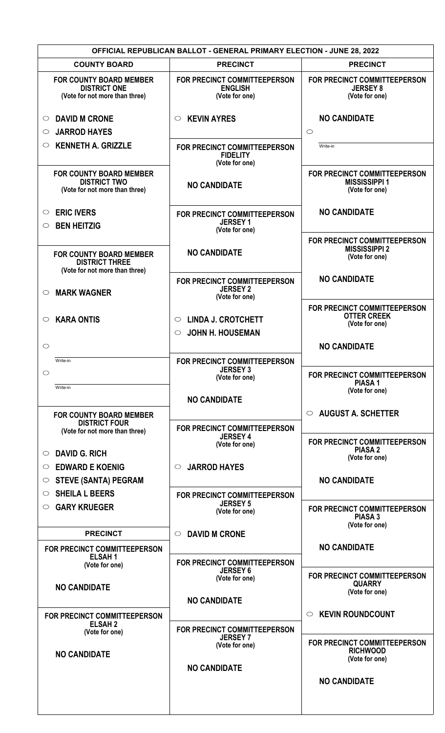# OFFICIAL REPUBLICAN BALLOT - GENERAL PRIMARY ELECTION - JUNE 28, 2022

## COUNTY BOARD

**FOR COUNTY BOARD MEMBER**
**DISTRICT ONE**
**(Vote for not more than three)**

- ○ **DAVID M CRONE**
- ○ **JARROD HAYES**
- ○ **KENNETH A. GRIZZLE**

**FOR COUNTY BOARD MEMBER**
**DISTRICT TWO**
**(Vote for not more than three)**

- ○ **ERIC IVERS**
- ○ **BEN HEITZIG**

**FOR COUNTY BOARD MEMBER**
**DISTRICT THREE**
**(Vote for not more than three)**

- ○ **MARK WAGNER**
- ○ **KARA ONTIS**
- ○ ______ Write-in
- ○ ______ Write-in

**FOR COUNTY BOARD MEMBER**
**DISTRICT FOUR**
**(Vote for not more than three)**

- ○ **DAVID G. RICH**
- ○ **EDWARD E KOENIG**
- ○ **STEVE (SANTA) PEGRAM**
- ○ **SHEILA L BEERS**
- ○ **GARY KRUEGER**

## PRECINCT

**FOR PRECINCT COMMITTEEPERSON**
**ELSAH 1**
**(Vote for one)**

**NO CANDIDATE**

**FOR PRECINCT COMMITTEEPERSON**
**ELSAH 2**
**(Vote for one)**

**NO CANDIDATE**

## PRECINCT

**FOR PRECINCT COMMITTEEPERSON**
**ENGLISH**
**(Vote for one)**

- ○ **KEVIN AYRES**

**FOR PRECINCT COMMITTEEPERSON**
**FIDELITY**
**(Vote for one)**

**NO CANDIDATE**

**FOR PRECINCT COMMITTEEPERSON**
**JERSEY 1**
**(Vote for one)**

**NO CANDIDATE**

**FOR PRECINCT COMMITTEEPERSON**
**JERSEY 2**
**(Vote for one)**

- ○ **LINDA J. CROTCHETT**
- ○ **JOHN H. HOUSEMAN**

**FOR PRECINCT COMMITTEEPERSON**
**JERSEY 3**
**(Vote for one)**

**NO CANDIDATE**

**FOR PRECINCT COMMITTEEPERSON**
**JERSEY 4**
**(Vote for one)**

- ○ **JARROD HAYES**

**FOR PRECINCT COMMITTEEPERSON**
**JERSEY 5**
**(Vote for one)**

- ○ **DAVID M CRONE**

**FOR PRECINCT COMMITTEEPERSON**
**JERSEY 6**
**(Vote for one)**

**NO CANDIDATE**

**FOR PRECINCT COMMITTEEPERSON**
**JERSEY 7**
**(Vote for one)**

**NO CANDIDATE**

## PRECINCT

**FOR PRECINCT COMMITTEEPERSON**
**JERSEY 8**
**(Vote for one)**

**NO CANDIDATE**

- ○ ______ Write-in

**FOR PRECINCT COMMITTEEPERSON**
**MISSISSIPPI 1**
**(Vote for one)**

**NO CANDIDATE**

**FOR PRECINCT COMMITTEEPERSON**
**MISSISSIPPI 2**
**(Vote for one)**

**NO CANDIDATE**

**FOR PRECINCT COMMITTEEPERSON**
**OTTER CREEK**
**(Vote for one)**

**NO CANDIDATE**

**FOR PRECINCT COMMITTEEPERSON**
**PIASA 1**
**(Vote for one)**

- ○ **AUGUST A. SCHETTER**

**FOR PRECINCT COMMITTEEPERSON**
**PIASA 2**
**(Vote for one)**

**NO CANDIDATE**

**FOR PRECINCT COMMITTEEPERSON**
**PIASA 3**
**(Vote for one)**

**NO CANDIDATE**

**FOR PRECINCT COMMITTEEPERSON**
**QUARRY**
**(Vote for one)**

- ○ **KEVIN ROUNDCOUNT**

**FOR PRECINCT COMMITTEEPERSON**
**RICHWOOD**
**(Vote for one)**

**NO CANDIDATE**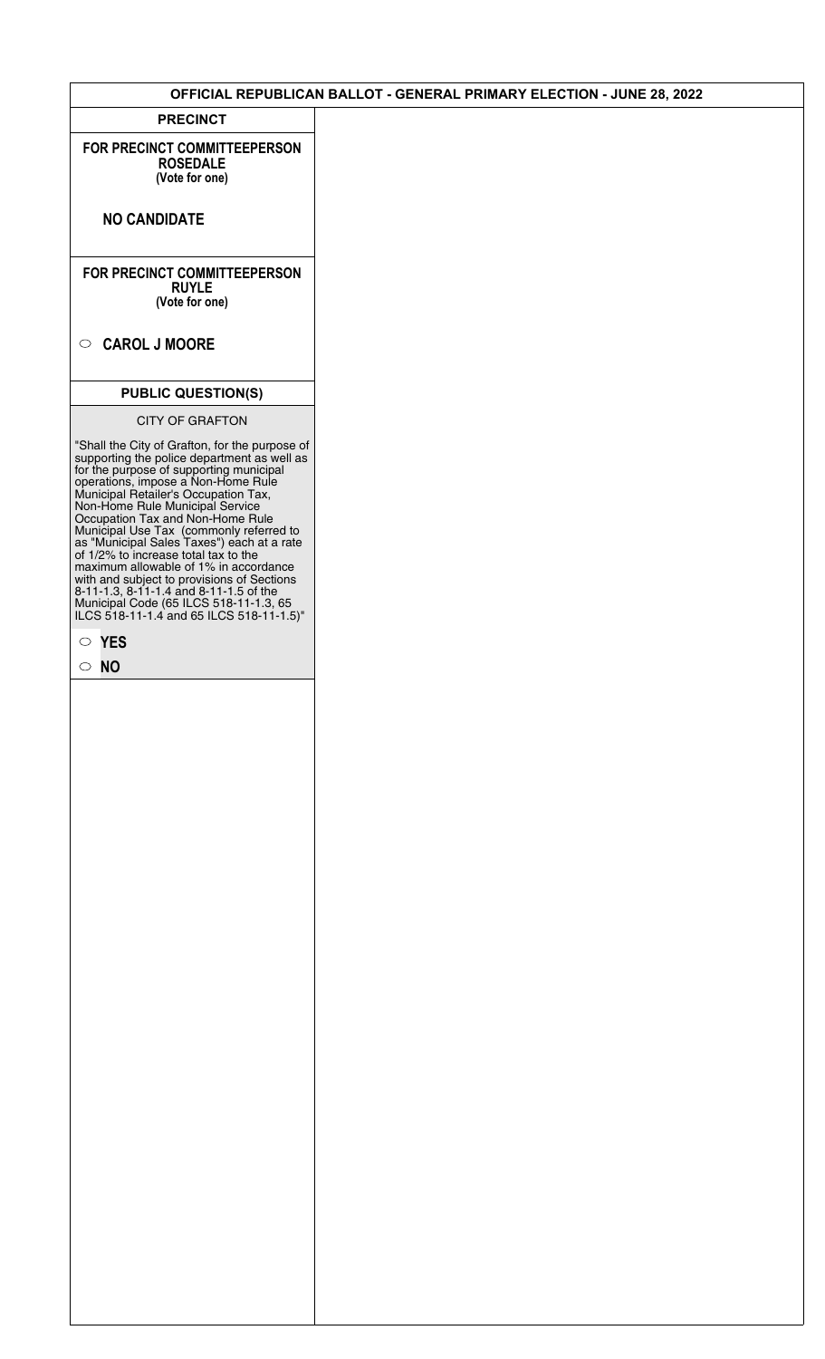# OFFICIAL REPUBLICAN BALLOT - GENERAL PRIMARY ELECTION - JUNE 28, 2022

## PRECINCT

**FOR PRECINCT COMMITTEEPERSON**
**ROSEDALE**
**(Vote for one)**

**NO CANDIDATE**

**FOR PRECINCT COMMITTEEPERSON**
**RUYLE**
**(Vote for one)**

○ **CAROL J MOORE**

## PUBLIC QUESTION(S)

CITY OF GRAFTON

"Shall the City of Grafton, for the purpose of supporting the police department as well as for the purpose of supporting municipal operations, impose a Non-Home Rule Municipal Retailer's Occupation Tax, Non-Home Rule Municipal Service Occupation Tax and Non-Home Rule Municipal Use Tax (commonly referred to as "Municipal Sales Taxes") each at a rate of 1/2% to increase total tax to the maximum allowable of 1% in accordance with and subject to provisions of Sections 8-11-1.3, 8-11-1.4 and 8-11-1.5 of the Municipal Code (65 ILCS 518-11-1.3, 65 ILCS 518-11-1.4 and 65 ILCS 518-11-1.5)"

○ **YES**

○ **NO**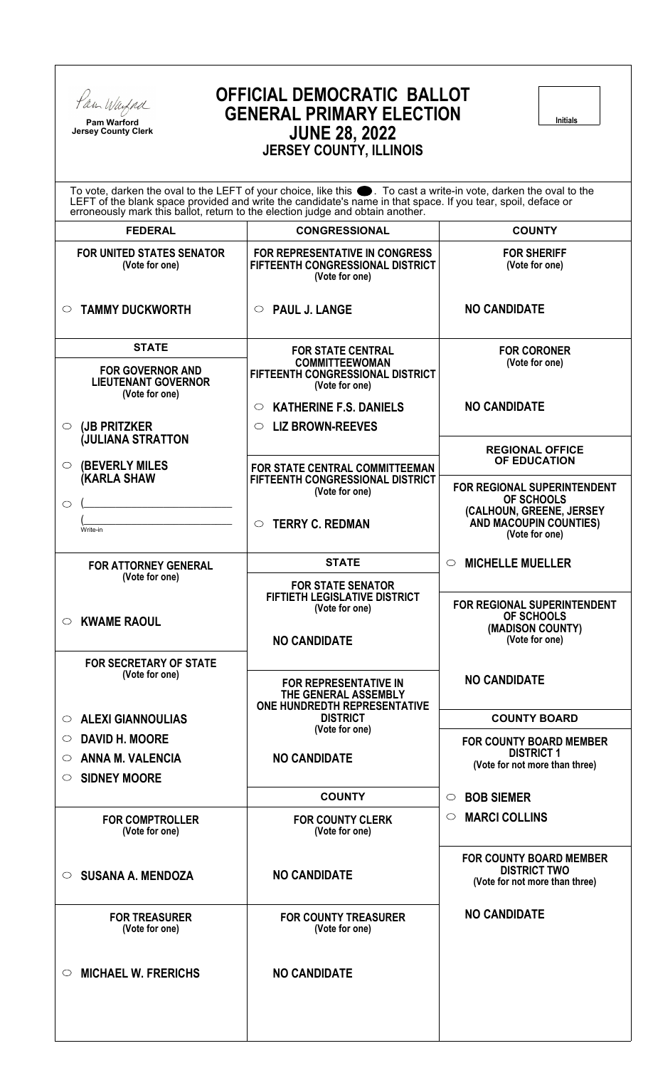Pam Warford
**Pam Warford**
**Jersey County Clerk**

# OFFICIAL DEMOCRATIC BALLOT
# GENERAL PRIMARY ELECTION
## JUNE 28, 2022
### JERSEY COUNTY, ILLINOIS

Initials

To vote, darken the oval to the LEFT of your choice, like this ⬤. To cast a write-in vote, darken the oval to the LEFT of the blank space provided and write the candidate's name in that space. If you tear, spoil, deface or erroneously mark this ballot, return to the election judge and obtain another.

## FEDERAL

**FOR UNITED STATES SENATOR**
(Vote for one)

○ **TAMMY DUCKWORTH**

## STATE

**FOR GOVERNOR AND LIEUTENANT GOVERNOR**
(Vote for one)

○ **(JB PRITZKER**
**(JULIANA STRATTON**

○ **(BEVERLY MILES**
**(KARLA SHAW**

○ (\_\_\_\_\_\_\_\_\_\_\_\_\_\_\_\_\_\_\_\_
(\_\_\_\_\_\_\_\_\_\_\_\_\_\_\_\_\_\_\_\_
Write-in

**FOR ATTORNEY GENERAL**
(Vote for one)

○ **KWAME RAOUL**

**FOR SECRETARY OF STATE**
(Vote for one)

○ **ALEXI GIANNOULIAS**
○ **DAVID H. MOORE**
○ **ANNA M. VALENCIA**
○ **SIDNEY MOORE**

**FOR COMPTROLLER**
(Vote for one)

○ **SUSANA A. MENDOZA**

**FOR TREASURER**
(Vote for one)

○ **MICHAEL W. FRERICHS**

## CONGRESSIONAL

**FOR REPRESENTATIVE IN CONGRESS FIFTEENTH CONGRESSIONAL DISTRICT**
(Vote for one)

○ **PAUL J. LANGE**

**FOR STATE CENTRAL COMMITTEEWOMAN FIFTEENTH CONGRESSIONAL DISTRICT**
(Vote for one)

○ **KATHERINE F.S. DANIELS**
○ **LIZ BROWN-REEVES**

**FOR STATE CENTRAL COMMITTEEMAN FIFTEENTH CONGRESSIONAL DISTRICT**
(Vote for one)

○ **TERRY C. REDMAN**

## STATE

**FOR STATE SENATOR FIFTIETH LEGISLATIVE DISTRICT**
(Vote for one)

**NO CANDIDATE**

**FOR REPRESENTATIVE IN THE GENERAL ASSEMBLY ONE HUNDREDTH REPRESENTATIVE DISTRICT**
(Vote for one)

**NO CANDIDATE**

## COUNTY

**FOR COUNTY CLERK**
(Vote for one)

**NO CANDIDATE**

**FOR COUNTY TREASURER**
(Vote for one)

**NO CANDIDATE**

## COUNTY

**FOR SHERIFF**
(Vote for one)

**NO CANDIDATE**

**FOR CORONER**
(Vote for one)

**NO CANDIDATE**

## REGIONAL OFFICE OF EDUCATION

**FOR REGIONAL SUPERINTENDENT OF SCHOOLS (CALHOUN, GREENE, JERSEY AND MACOUPIN COUNTIES)**
(Vote for one)

○ **MICHELLE MUELLER**

**FOR REGIONAL SUPERINTENDENT OF SCHOOLS (MADISON COUNTY)**
(Vote for one)

**NO CANDIDATE**

## COUNTY BOARD

**FOR COUNTY BOARD MEMBER DISTRICT 1**
(Vote for not more than three)

○ **BOB SIEMER**
○ **MARCI COLLINS**

**FOR COUNTY BOARD MEMBER DISTRICT TWO**
(Vote for not more than three)

**NO CANDIDATE**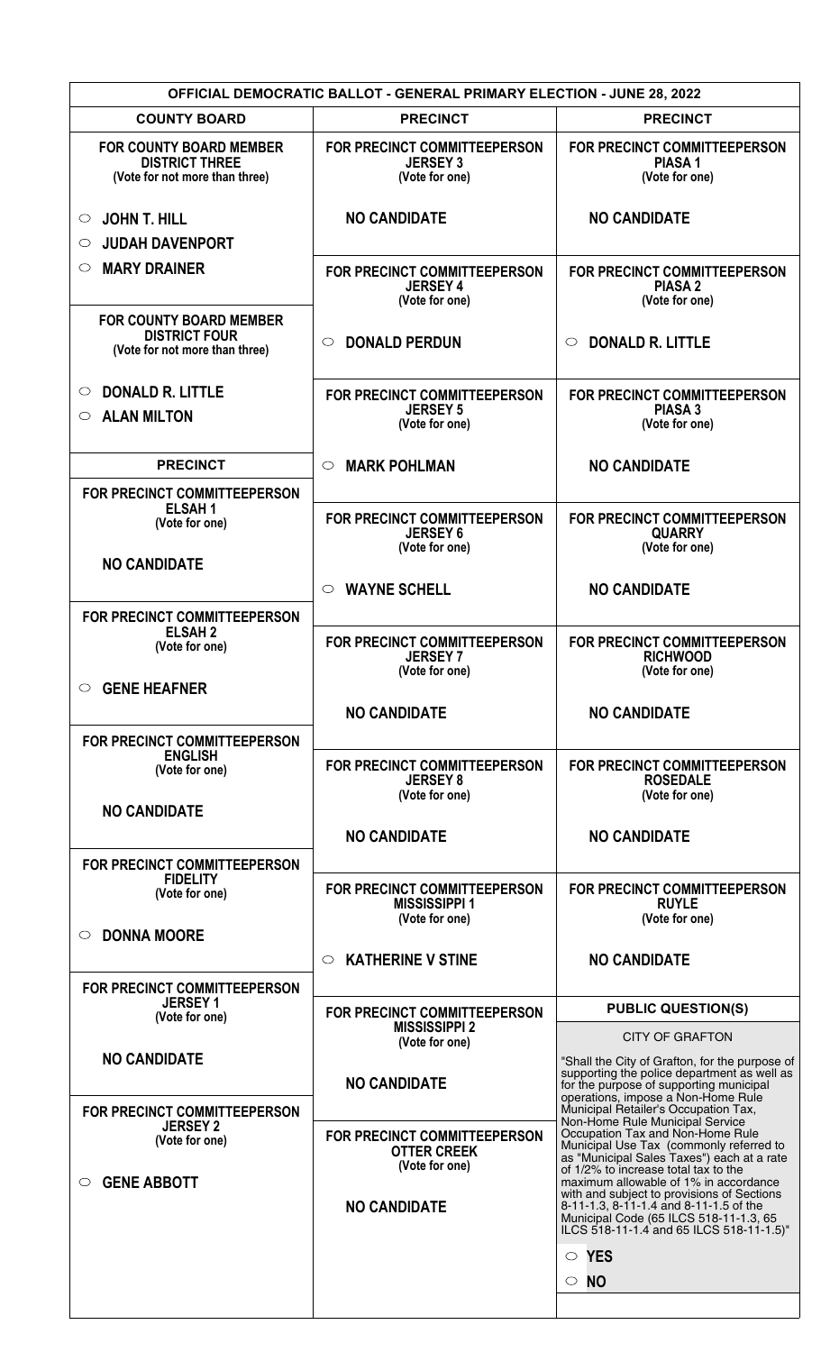# OFFICIAL DEMOCRATIC BALLOT - GENERAL PRIMARY ELECTION - JUNE 28, 2022

## COUNTY BOARD

**FOR COUNTY BOARD MEMBER DISTRICT THREE**
(Vote for not more than three)

- ○ JOHN T. HILL
- ○ JUDAH DAVENPORT
- ○ MARY DRAINER

**FOR COUNTY BOARD MEMBER DISTRICT FOUR**
(Vote for not more than three)

- ○ DONALD R. LITTLE
- ○ ALAN MILTON

## PRECINCT

**FOR PRECINCT COMMITTEEPERSON ELSAH 1**
(Vote for one)

NO CANDIDATE

**FOR PRECINCT COMMITTEEPERSON ELSAH 2**
(Vote for one)

- ○ GENE HEAFNER

**FOR PRECINCT COMMITTEEPERSON ENGLISH**
(Vote for one)

NO CANDIDATE

**FOR PRECINCT COMMITTEEPERSON FIDELITY**
(Vote for one)

- ○ DONNA MOORE

**FOR PRECINCT COMMITTEEPERSON JERSEY 1**
(Vote for one)

NO CANDIDATE

**FOR PRECINCT COMMITTEEPERSON JERSEY 2**
(Vote for one)

- ○ GENE ABBOTT

## PRECINCT

**FOR PRECINCT COMMITTEEPERSON JERSEY 3**
(Vote for one)

NO CANDIDATE

**FOR PRECINCT COMMITTEEPERSON JERSEY 4**
(Vote for one)

- ○ DONALD PERDUN

**FOR PRECINCT COMMITTEEPERSON JERSEY 5**
(Vote for one)

- ○ MARK POHLMAN

**FOR PRECINCT COMMITTEEPERSON JERSEY 6**
(Vote for one)

- ○ WAYNE SCHELL

**FOR PRECINCT COMMITTEEPERSON JERSEY 7**
(Vote for one)

NO CANDIDATE

**FOR PRECINCT COMMITTEEPERSON JERSEY 8**
(Vote for one)

NO CANDIDATE

**FOR PRECINCT COMMITTEEPERSON MISSISSIPPI 1**
(Vote for one)

- ○ KATHERINE V STINE

**FOR PRECINCT COMMITTEEPERSON MISSISSIPPI 2**
(Vote for one)

NO CANDIDATE

**FOR PRECINCT COMMITTEEPERSON OTTER CREEK**
(Vote for one)

NO CANDIDATE

## PRECINCT

**FOR PRECINCT COMMITTEEPERSON PIASA 1**
(Vote for one)

NO CANDIDATE

**FOR PRECINCT COMMITTEEPERSON PIASA 2**
(Vote for one)

- ○ DONALD R. LITTLE

**FOR PRECINCT COMMITTEEPERSON PIASA 3**
(Vote for one)

NO CANDIDATE

**FOR PRECINCT COMMITTEEPERSON QUARRY**
(Vote for one)

NO CANDIDATE

**FOR PRECINCT COMMITTEEPERSON RICHWOOD**
(Vote for one)

NO CANDIDATE

**FOR PRECINCT COMMITTEEPERSON ROSEDALE**
(Vote for one)

NO CANDIDATE

**FOR PRECINCT COMMITTEEPERSON RUYLE**
(Vote for one)

NO CANDIDATE

## PUBLIC QUESTION(S)

CITY OF GRAFTON

"Shall the City of Grafton, for the purpose of supporting the police department as well as for the purpose of supporting municipal operations, impose a Non-Home Rule Municipal Retailer's Occupation Tax, Non-Home Rule Municipal Service Occupation Tax and Non-Home Rule Municipal Use Tax (commonly referred to as "Municipal Sales Taxes") each at a rate of 1/2% to increase total tax to the maximum allowable of 1% in accordance with and subject to provisions of Sections 8-11-1.3, 8-11-1.4 and 8-11-1.5 of the Municipal Code (65 ILCS 518-11-1.3, 65 ILCS 518-11-1.4 and 65 ILCS 518-11-1.5)"

- ○ YES
- ○ NO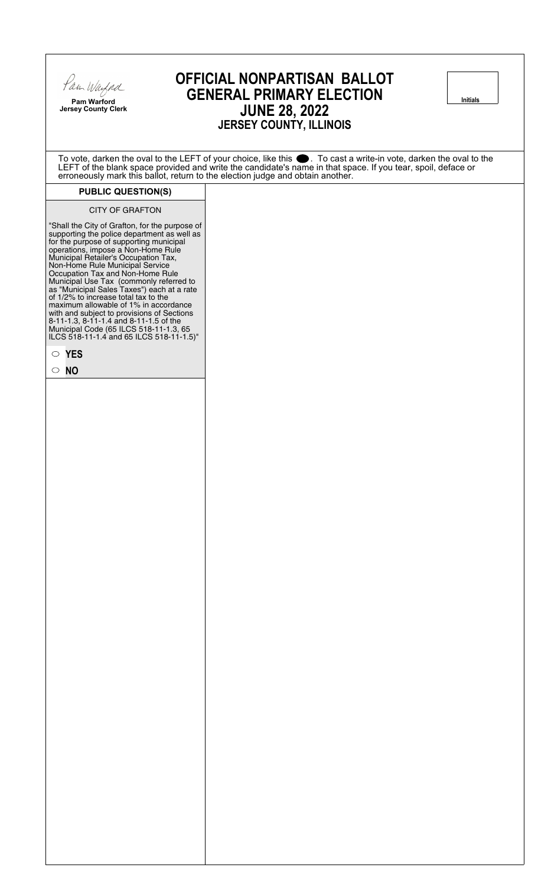Pam Warford
Jersey County Clerk

# OFFICIAL NONPARTISAN BALLOT
# GENERAL PRIMARY ELECTION
# JUNE 28, 2022
## JERSEY COUNTY, ILLINOIS

Initials

To vote, darken the oval to the LEFT of your choice, like this ⬬. To cast a write-in vote, darken the oval to the LEFT of the blank space provided and write the candidate's name in that space. If you tear, spoil, deface or erroneously mark this ballot, return to the election judge and obtain another.

**PUBLIC QUESTION(S)**

CITY OF GRAFTON

"Shall the City of Grafton, for the purpose of supporting the police department as well as for the purpose of supporting municipal operations, impose a Non-Home Rule Municipal Retailer's Occupation Tax, Non-Home Rule Municipal Service Occupation Tax and Non-Home Rule Municipal Use Tax (commonly referred to as "Municipal Sales Taxes") each at a rate of 1/2% to increase total tax to the maximum allowable of 1% in accordance with and subject to provisions of Sections 8-11-1.3, 8-11-1.4 and 8-11-1.5 of the Municipal Code (65 ILCS 518-11-1.3, 65 ILCS 518-11-1.4 and 65 ILCS 518-11-1.5)"

○ **YES**

○ **NO**